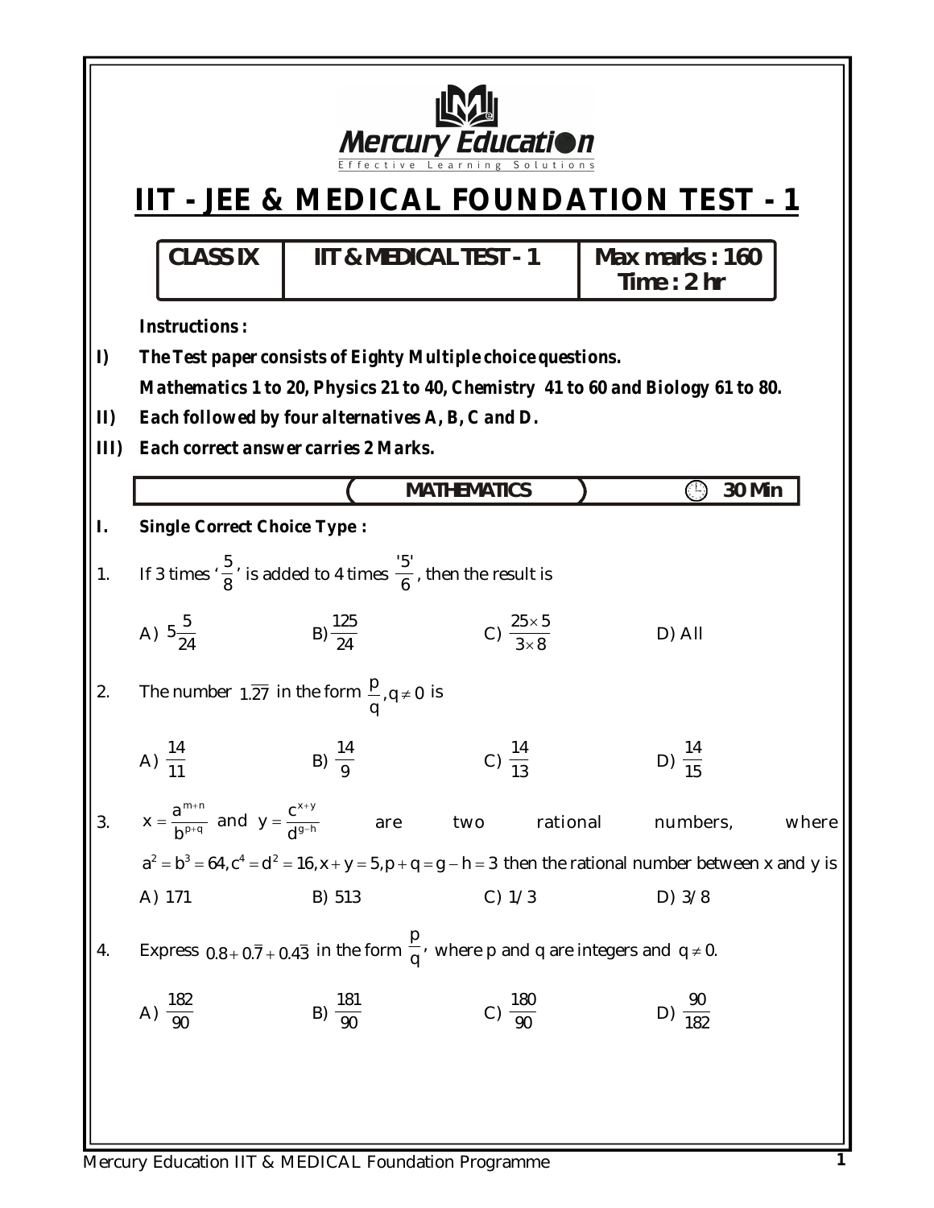Mercury Education

Effective Learning Solutions

# IIT - JEE & MEDICAL FOUNDATION TEST - 1

| CLASS IX | IIT & MEDICAL TEST - 1 | Max marks : 160 Time : 2 hr |
|---|---|---|

***Instructions :***

I) ***The Test paper consists of Eighty Multiple choice questions.***
***Mathematics 1 to 20, Physics 21 to 40, Chemistry 41 to 60 and Biology 61 to 80.***

II) ***Each followed by four alternatives A, B, C and D.***

III) ***Each correct answer carries 2 Marks.***

## MATHEMATICS — 30 Min

**I. Single Correct Choice Type :**

1. If 3 times '$\frac{5}{8}$' is added to 4 times $\frac{'5'}{6}$, then the result is

   A) $5\frac{5}{24}$  B) $\frac{125}{24}$  C) $\frac{25\times5}{3\times8}$  D) All

2. The number $1.\overline{27}$ in the form $\frac{p}{q}, q\neq0$ is

   A) $\frac{14}{11}$  B) $\frac{14}{9}$  C) $\frac{14}{13}$  D) $\frac{14}{15}$

3. $x=\frac{a^{m+n}}{b^{p+q}}$ and $y=\frac{c^{x+y}}{d^{g-h}}$ are two rational numbers, where $a^2=b^3=64, c^4=d^2=16, x+y=5, p+q=g-h=3$ then the rational number between x and y is

   A) 171  B) 513  C) 1/3  D) 3/8

4. Express $0.8+0.\overline{7}+0.4\overline{3}$ in the form $\frac{p}{q}$, where p and q are integers and $q\neq0$.

   A) $\frac{182}{90}$  B) $\frac{181}{90}$  C) $\frac{180}{90}$  D) $\frac{90}{182}$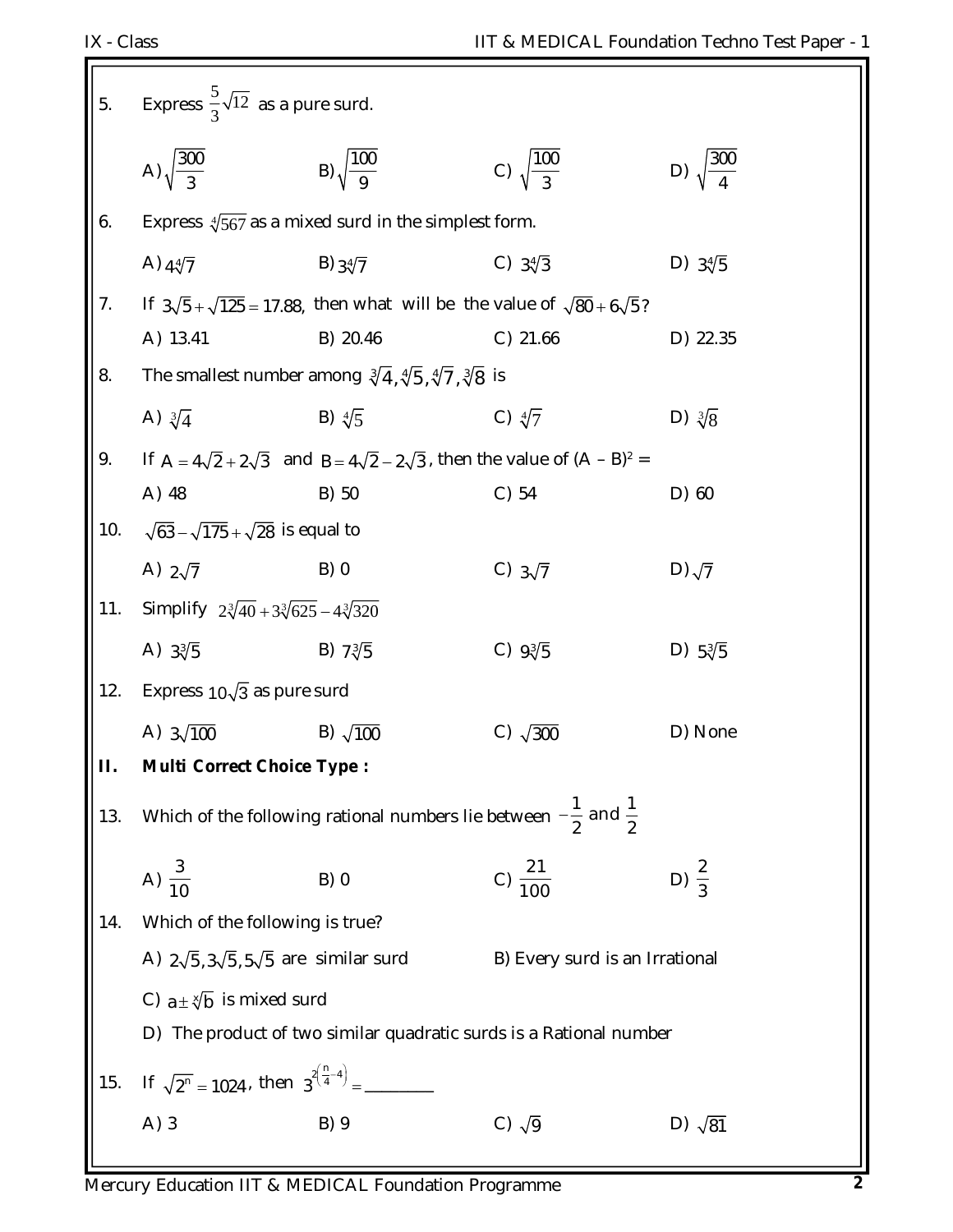5. Express $\frac{5}{3}\sqrt{12}$ as a pure surd.

A) $\sqrt{\frac{300}{3}}$ B) $\sqrt{\frac{100}{9}}$ C) $\sqrt{\frac{100}{3}}$ D) $\sqrt{\frac{300}{4}}$

6. Express $\sqrt[4]{567}$ as a mixed surd in the simplest form.

A) $4\sqrt[4]{7}$ B) $3\sqrt[4]{7}$ C) $3\sqrt[4]{3}$ D) $3\sqrt[4]{5}$

7. If $3\sqrt{5}+\sqrt{125}=17.88$, then what will be the value of $\sqrt{80}+6\sqrt{5}$?

A) 13.41 B) 20.46 C) 21.66 D) 22.35

8. The smallest number among $\sqrt[3]{4},\sqrt[4]{5},\sqrt[4]{7},\sqrt[3]{8}$ is

A) $\sqrt[3]{4}$ B) $\sqrt[4]{5}$ C) $\sqrt[4]{7}$ D) $\sqrt[3]{8}$

9. If $A=4\sqrt{2}+2\sqrt{3}$ and $B=4\sqrt{2}-2\sqrt{3}$, then the value of $(A-B)^2=$

A) 48 B) 50 C) 54 D) 60

10. $\sqrt{63}-\sqrt{175}+\sqrt{28}$ is equal to

A) $2\sqrt{7}$ B) 0 C) $3\sqrt{7}$ D) $\sqrt{7}$

11. Simplify $2\sqrt[3]{40}+3\sqrt[3]{625}-4\sqrt[3]{320}$

A) $3\sqrt[3]{5}$ B) $7\sqrt[3]{5}$ C) $9\sqrt[3]{5}$ D) $5\sqrt[3]{5}$

12. Express $10\sqrt{3}$ as pure surd

A) $3\sqrt{100}$ B) $\sqrt{100}$ C) $\sqrt{300}$ D) None

**II. Multi Correct Choice Type :**

13. Which of the following rational numbers lie between $-\frac{1}{2}$ and $\frac{1}{2}$

A) $\frac{3}{10}$ B) 0 C) $\frac{21}{100}$ D) $\frac{2}{3}$

14. Which of the following is true?

A) $2\sqrt{5},3\sqrt{5},5\sqrt{5}$ are similar surd

B) Every surd is an Irrational

C) $a\pm\sqrt[x]{b}$ is mixed surd

D) The product of two similar quadratic surds is a Rational number

15. If $\sqrt{2^n}=1024$, then $3^{2\left(\frac{n}{4}-4\right)}=$ ________

A) 3 B) 9 C) $\sqrt{9}$ D) $\sqrt{81}$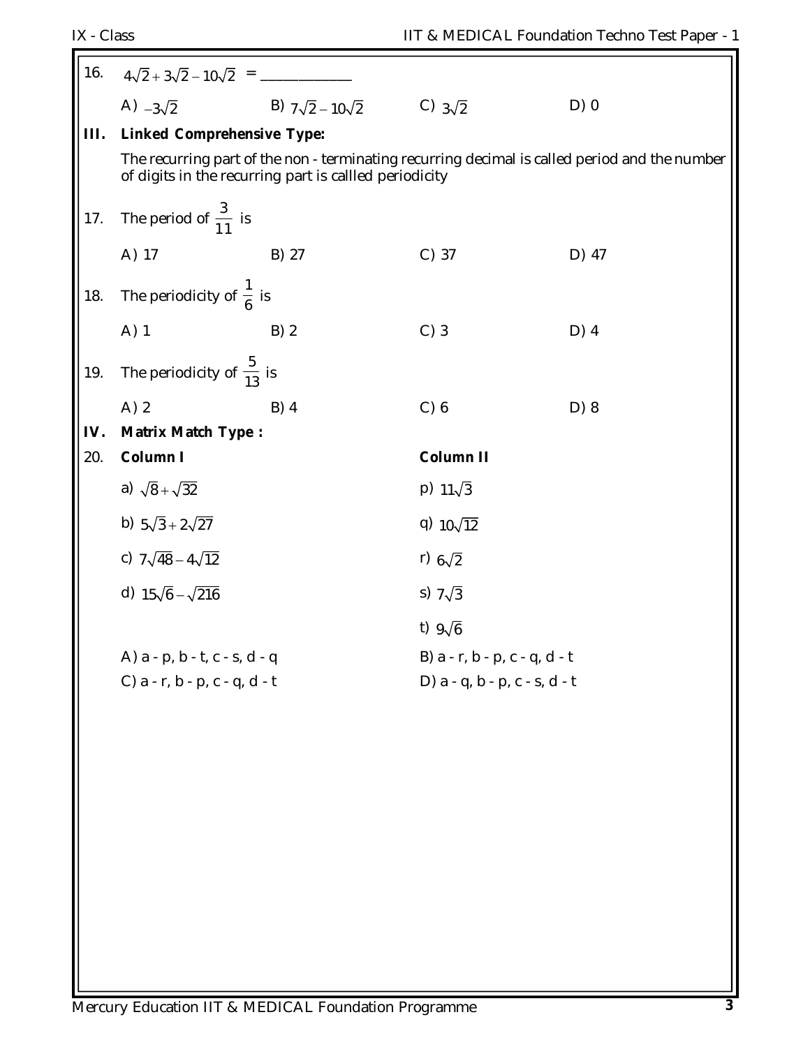16. $4\sqrt{2}+3\sqrt{2}-10\sqrt{2}$ = ___________

A) $-3\sqrt{2}$  B) $7\sqrt{2}-10\sqrt{2}$  C) $3\sqrt{2}$  D) 0

## III. Linked Comprehensive Type:

The recurring part of the non - terminating recurring decimal is called period and the number of digits in the recurring part is callled periodicity

17. The period of $\frac{3}{11}$ is

A) 17  B) 27  C) 37  D) 47

18. The periodicity of $\frac{1}{6}$ is

A) 1  B) 2  C) 3  D) 4

19. The periodicity of $\frac{5}{13}$ is

A) 2  B) 4  C) 6  D) 8

## IV. Matrix Match Type :

20.

| **Column I** | **Column II** |
| --- | --- |
| a) $\sqrt{8}+\sqrt{32}$ | p) $11\sqrt{3}$ |
| b) $5\sqrt{3}+2\sqrt{27}$ | q) $10\sqrt{12}$ |
| c) $7\sqrt{48}-4\sqrt{12}$ | r) $6\sqrt{2}$ |
| d) $15\sqrt{6}-\sqrt{216}$ | s) $7\sqrt{3}$ |
| | t) $9\sqrt{6}$ |

A) a - p, b - t, c - s, d - q  B) a - r, b - p, c - q, d - t

C) a - r, b - p, c - q, d - t  D) a - q, b - p, c - s, d - t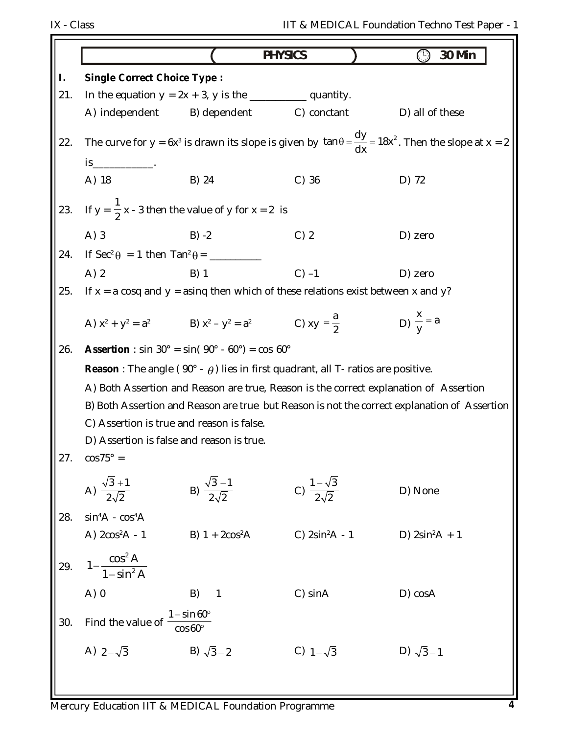## PHYSICS — 30 Min

**I. Single Correct Choice Type :**

21. In the equation $y = 2x + 3$, y is the ___________ quantity.

A) independent  B) dependent  C) conctant  D) all of these

22. The curve for $y = 6x^3$ is drawn its slope is given by $\tan\theta = \frac{dy}{dx} = 18x^2$. Then the slope at $x = 2$ is___________.

A) 18  B) 24  C) 36  D) 72

23. If $y = \frac{1}{2}x - 3$ then the value of y for $x = 2$ is

A) 3  B) -2  C) 2  D) zero

24. If $Sec^2\theta = 1$ then $Tan^2\theta =$ __________

A) 2  B) 1  C) –1  D) zero

25. If x = a cosq and y = asinq then which of these relations exist between x and y?

A) $x^2 + y^2 = a^2$  B) $x^2 – y^2 = a^2$  C) $xy = \frac{a}{2}$  D) $\frac{x}{y} = a$

26. **Assertion** : $\sin 30° = \sin(90° - 60°) = \cos 60°$

**Reason** : The angle $(90° - \theta)$ lies in first quadrant, all T- ratios are positive.

A) Both Assertion and Reason are true, Reason is the correct explanation of Assertion

B) Both Assertion and Reason are true but Reason is not the correct explanation of Assertion

C) Assertion is true and reason is false.

D) Assertion is false and reason is true.

27. $\cos 75° =$

A) $\frac{\sqrt{3}+1}{2\sqrt{2}}$  B) $\frac{\sqrt{3}-1}{2\sqrt{2}}$  C) $\frac{1-\sqrt{3}}{2\sqrt{2}}$  D) None

28. $\sin^4 A - \cos^4 A$

A) $2\cos^2 A - 1$  B) $1 + 2\cos^2 A$  C) $2\sin^2 A - 1$  D) $2\sin^2 A + 1$

29. $1 - \frac{\cos^2 A}{1 - \sin^2 A}$

A) 0  B) 1  C) sinA  D) cosA

30. Find the value of $\frac{1 - \sin 60°}{\cos 60°}$

A) $2 - \sqrt{3}$  B) $\sqrt{3} - 2$  C) $1 - \sqrt{3}$  D) $\sqrt{3} - 1$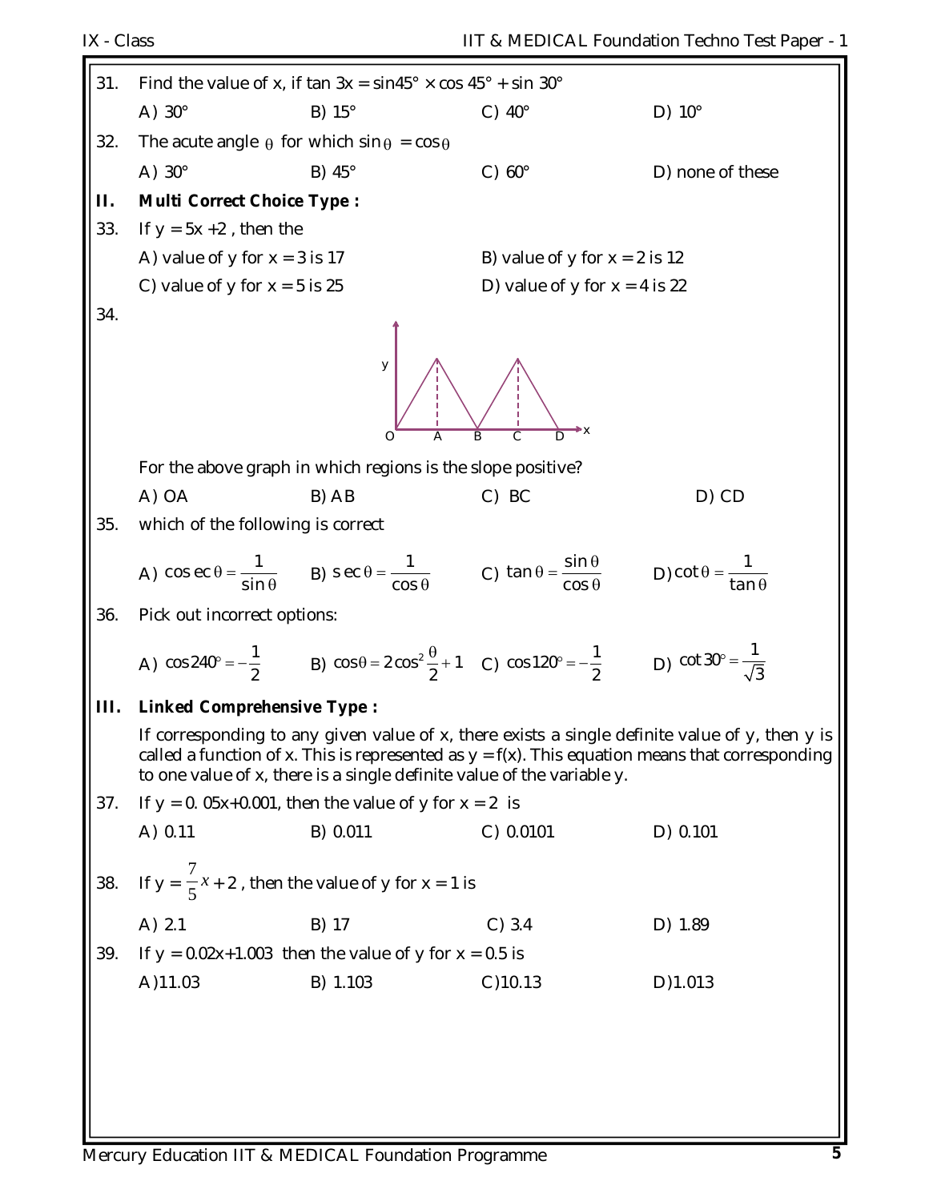31. Find the value of x, if $\tan 3x = \sin 45° \times \cos 45° + \sin 30°$

A) 30°  B) 15°  C) 40°  D) 10°

32. The acute angle $\theta$ for which $\sin\theta = \cos\theta$

A) 30°  B) 45°  C) 60°  D) none of these

**II. Multi Correct Choice Type :**

33. If $y = 5x + 2$, then the

A) value of y for x = 3 is 17  B) value of y for x = 2 is 12

C) value of y for x = 5 is 25  D) value of y for x = 4 is 22

34.

For the above graph in which regions is the slope positive?

A) OA  B) AB  C) BC  D) CD

35. which of the following is correct

A) $\operatorname{cosec}\theta = \frac{1}{\sin\theta}$  B) $\sec\theta = \frac{1}{\cos\theta}$  C) $\tan\theta = \frac{\sin\theta}{\cos\theta}$  D) $\cot\theta = \frac{1}{\tan\theta}$

36. Pick out incorrect options:

A) $\cos 240° = -\frac{1}{2}$  B) $\cos\theta = 2\cos^2\frac{\theta}{2} + 1$  C) $\cos 120° = -\frac{1}{2}$  D) $\cot 30° = \frac{1}{\sqrt{3}}$

**III. Linked Comprehensive Type :**

If corresponding to any given value of x, there exists a single definite value of y, then y is called a function of x. This is represented as y = f(x). This equation means that corresponding to one value of x, there is a single definite value of the variable y.

37. If $y = 0.05x + 0.001$, then the value of y for x = 2 is

A) 0.11  B) 0.011  C) 0.0101  D) 0.101

38. If $y = \frac{7}{5}x + 2$, then the value of y for x = 1 is

A) 2.1  B) 17  C) 3.4  D) 1.89

39. If $y = 0.02x + 1.003$ then the value of y for x = 0.5 is

A) 11.03  B) 1.103  C) 10.13  D) 1.013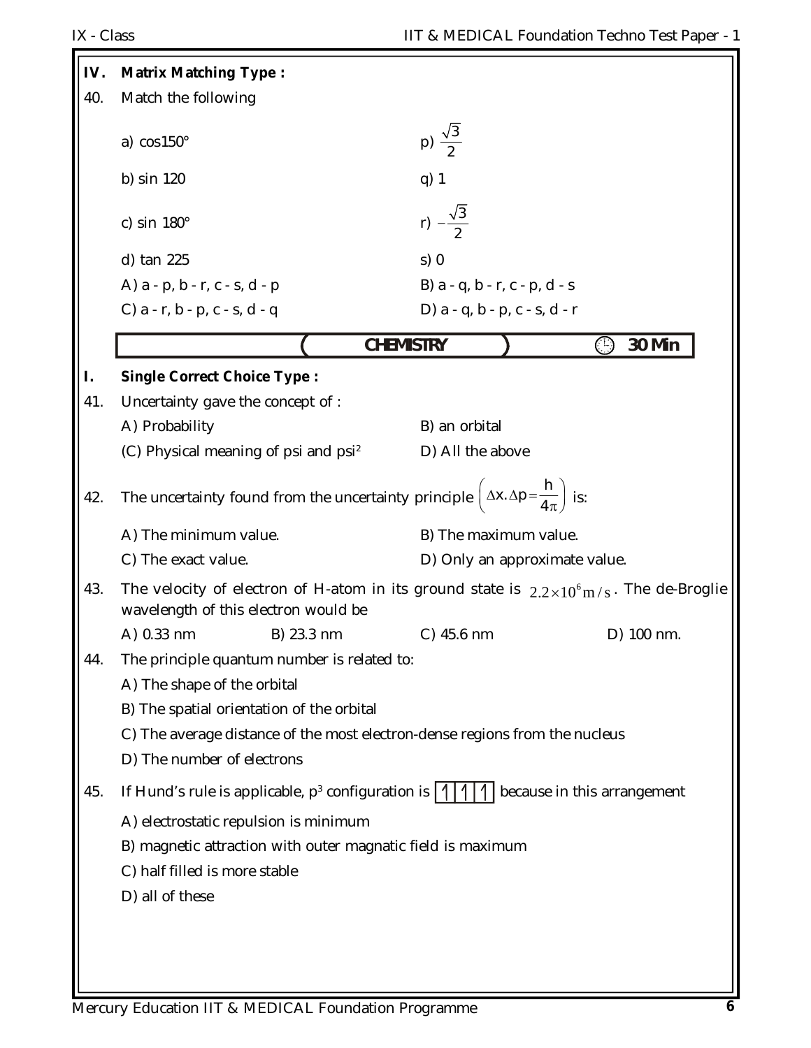### IV. Matrix Matching Type :

40. Match the following

| | |
|---|---|
| a) cos150° | p) $\frac{\sqrt{3}}{2}$ |
| b) sin 120 | q) 1 |
| c) sin 180° | r) $-\frac{\sqrt{3}}{2}$ |
| d) tan 225 | s) 0 |

A) a - p, b - r, c - s, d - p
B) a - q, b - r, c - p, d - s
C) a - r, b - p, c - s, d - q
D) a - q, b - p, c - s, d - r

## CHEMISTRY

30 Min

### I. Single Correct Choice Type :

41. Uncertainty gave the concept of :

A) Probability
B) an orbital
(C) Physical meaning of psi and psi$^2$
D) All the above

42. The uncertainty found from the uncertainty principle $\left(\Delta x.\Delta p = \frac{h}{4\pi}\right)$ is:

A) The minimum value.
B) The maximum value.
C) The exact value.
D) Only an approximate value.

43. The velocity of electron of H-atom in its ground state is $2.2 \times 10^6 m/s$. The de-Broglie wavelength of this electron would be

A) 0.33 nm
B) 23.3 nm
C) 45.6 nm
D) 100 nm.

44. The principle quantum number is related to:

A) The shape of the orbital
B) The spatial orientation of the orbital
C) The average distance of the most electron-dense regions from the nucleus
D) The number of electrons

45. If Hund's rule is applicable, p$^3$ configuration is ↿ | ↿ | ↿ because in this arrangement

A) electrostatic repulsion is minimum
B) magnetic attraction with outer magnatic field is maximum
C) half filled is more stable
D) all of these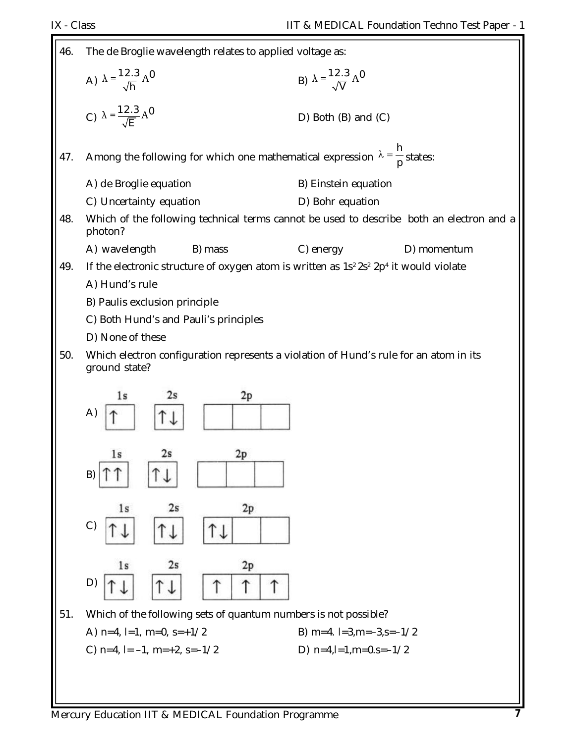46. The de Broglie wavelength relates to applied voltage as:

A) $\lambda = \frac{12.3}{\sqrt{h}} A^0$

B) $\lambda = \frac{12.3}{\sqrt{V}} A^0$

C) $\lambda = \frac{12.3}{\sqrt{E}} A^0$

D) Both (B) and (C)

47. Among the following for which one mathematical expression $\lambda = \frac{h}{p}$ states:

A) de Broglie equation

B) Einstein equation

C) Uncertainty equation

D) Bohr equation

48. Which of the following technical terms cannot be used to describe both an electron and a photon?

A) wavelength

B) mass

C) energy

D) momentum

49. If the electronic structure of oxygen atom is written as $1s^2 2s^2 2p^4$ it would violate

A) Hund's rule

B) Paulis exclusion principle

C) Both Hund's and Pauli's principles

D) None of these

50. Which electron configuration represents a violation of Hund's rule for an atom in its ground state?

A) 1s: [↑] 2s: [↑↓] 2p: [ ][ ][ ]

B) 1s: [↑↑] 2s: [↑↓] 2p: [ ][ ][ ]

C) 1s: [↑↓] 2s: [↑↓] 2p: [↑↓][ ][ ]

D) 1s: [↑↓] 2s: [↑↓] 2p: [↑][↑][↑]

51. Which of the following sets of quantum numbers is not possible?

A) n=4, l=1, m=0, s=+1/2

B) m=4. l=3,m=-3,s=-1/2

C) n=4, l= –1, m=+2, s=-1/2

D) n=4,l=1,m=0.s=-1/2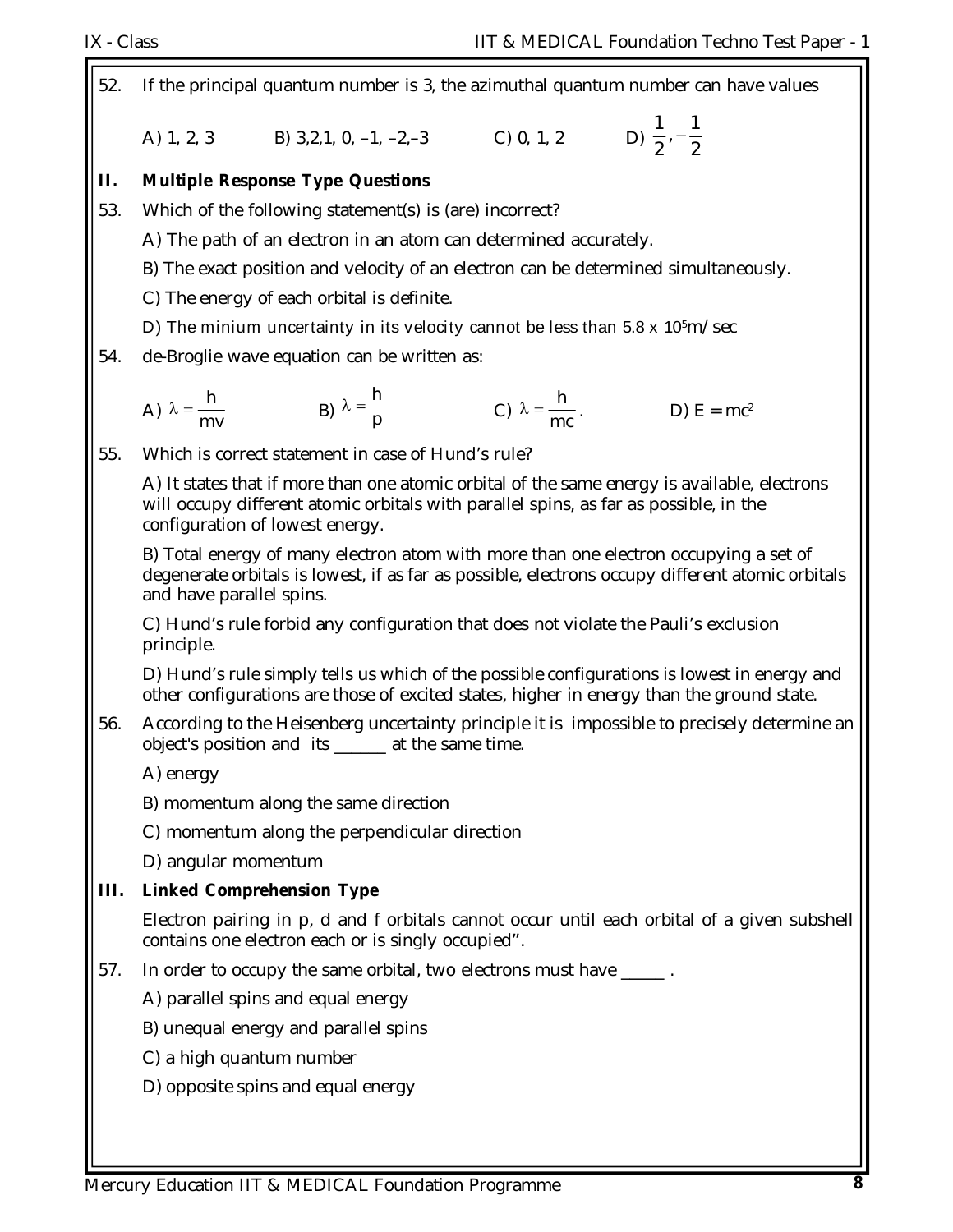52. If the principal quantum number is 3, the azimuthal quantum number can have values

A) 1, 2, 3 B) 3,2,1, 0, –1, –2,–3 C) 0, 1, 2 D) $\frac{1}{2}, -\frac{1}{2}$

**II. Multiple Response Type Questions**

53. Which of the following statement(s) is (are) incorrect?

A) The path of an electron in an atom can determined accurately.

B) The exact position and velocity of an electron can be determined simultaneously.

C) The energy of each orbital is definite.

D) The minium uncertainty in its velocity cannot be less than $5.8 \times 10^5$m/sec

54. de-Broglie wave equation can be written as:

A) $\lambda = \frac{h}{mv}$ B) $\lambda = \frac{h}{p}$ C) $\lambda = \frac{h}{mc}$. D) $E = mc^2$

55. Which is correct statement in case of Hund's rule?

A) It states that if more than one atomic orbital of the same energy is available, electrons will occupy different atomic orbitals with parallel spins, as far as possible, in the configuration of lowest energy.

B) Total energy of many electron atom with more than one electron occupying a set of degenerate orbitals is lowest, if as far as possible, electrons occupy different atomic orbitals and have parallel spins.

C) Hund's rule forbid any configuration that does not violate the Pauli's exclusion principle.

D) Hund's rule simply tells us which of the possible configurations is lowest in energy and other configurations are those of excited states, higher in energy than the ground state.

56. According to the Heisenberg uncertainty principle it is impossible to precisely determine an object's position and its ______ at the same time.

A) energy

B) momentum along the same direction

C) momentum along the perpendicular direction

D) angular momentum

**III. Linked Comprehension Type**

Electron pairing in p, d and f orbitals cannot occur until each orbital of a given subshell contains one electron each or is singly occupied".

57. In order to occupy the same orbital, two electrons must have _____ .

A) parallel spins and equal energy

B) unequal energy and parallel spins

C) a high quantum number

D) opposite spins and equal energy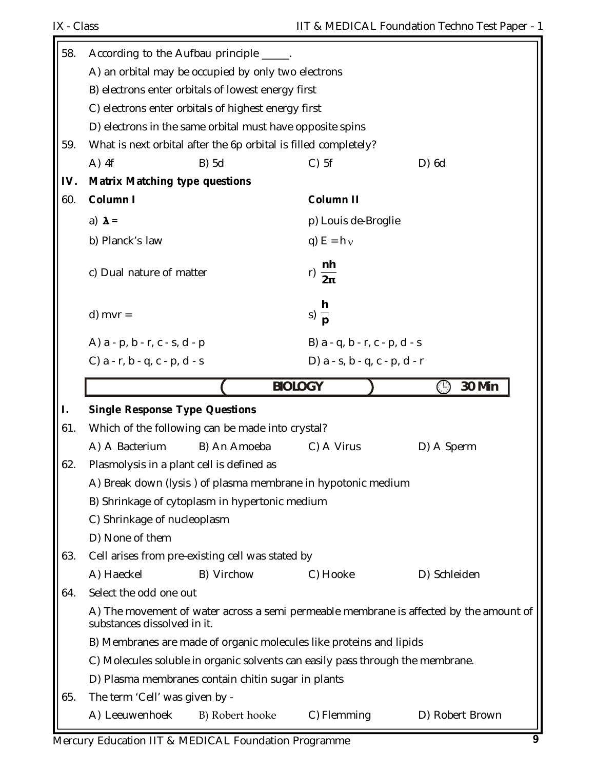58. According to the Aufbau principle _____.

A) an orbital may be occupied by only two electrons

B) electrons enter orbitals of lowest energy first

C) electrons enter orbitals of highest energy first

D) electrons in the same orbital must have opposite spins

59. What is next orbital after the 6p orbital is filled completely?

A) 4f B) 5d C) 5f D) 6d

**IV. Matrix Matching type questions**

60.

| Column I | Column II |
|---|---|
| a) $\lambda$ = | p) Louis de-Broglie |
| b) Planck's law | q) $E = h\nu$ |
| c) Dual nature of matter | r) $\frac{nh}{2\pi}$ |
| d) mvr = | s) $\frac{h}{p}$ |

A) a - p, b - r, c - s, d - p B) a - q, b - r, c - p, d - s

C) a - r, b - q, c - p, d - s D) a - s, b - q, c - p, d - r

## BIOLOGY — 30 Min

**I. Single Response Type Questions**

61. Which of the following can be made into crystal?

A) A Bacterium B) An Amoeba C) A Virus D) A Sperm

62. Plasmolysis in a plant cell is defined as

A) Break down (lysis ) of plasma membrane in hypotonic medium

B) Shrinkage of cytoplasm in hypertonic medium

C) Shrinkage of nucleoplasm

D) None of them

63. Cell arises from pre-existing cell was stated by

A) Haeckel B) Virchow C) Hooke D) Schleiden

64. Select the odd one out

A) The movement of water across a semi permeable membrane is affected by the amount of substances dissolved in it.

B) Membranes are made of organic molecules like proteins and lipids

C) Molecules soluble in organic solvents can easily pass through the membrane.

D) Plasma membranes contain chitin sugar in plants

65. The term 'Cell' was given by -

A) Leeuwenhoek B) Robert hooke C) Flemming D) Robert Brown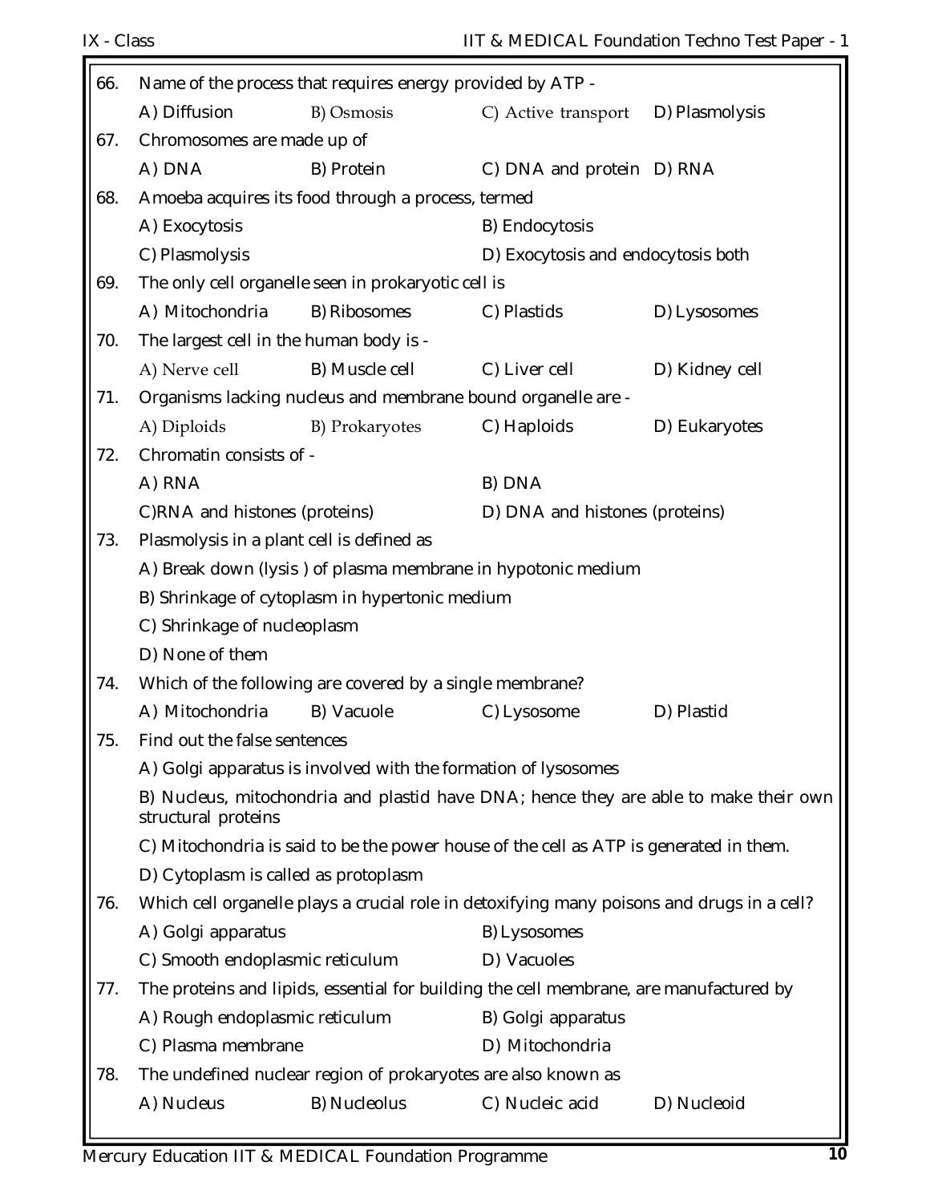66. Name of the process that requires energy provided by ATP -

    A) Diffusion B) Osmosis C) Active transport D) Plasmolysis

67. Chromosomes are made up of

    A) DNA B) Protein C) DNA and protein D) RNA

68. Amoeba acquires its food through a process, termed

    A) Exocytosis B) Endocytosis

    C) Plasmolysis D) Exocytosis and endocytosis both

69. The only cell organelle seen in prokaryotic cell is

    A) Mitochondria B) Ribosomes C) Plastids D) Lysosomes

70. The largest cell in the human body is -

    A) Nerve cell B) Muscle cell C) Liver cell D) Kidney cell

71. Organisms lacking nucleus and membrane bound organelle are -

    A) Diploids B) Prokaryotes C) Haploids D) Eukaryotes

72. Chromatin consists of -

    A) RNA B) DNA

    C)RNA and histones (proteins) D) DNA and histones (proteins)

73. Plasmolysis in a plant cell is defined as

    A) Break down (lysis ) of plasma membrane in hypotonic medium

    B) Shrinkage of cytoplasm in hypertonic medium

    C) Shrinkage of nucleoplasm

    D) None of them

74. Which of the following are covered by a single membrane?

    A) Mitochondria B) Vacuole C) Lysosome D) Plastid

75. Find out the false sentences

    A) Golgi apparatus is involved with the formation of lysosomes

    B) Nucleus, mitochondria and plastid have DNA; hence they are able to make their own structural proteins

    C) Mitochondria is said to be the power house of the cell as ATP is generated in them.

    D) Cytoplasm is called as protoplasm

76. Which cell organelle plays a crucial role in detoxifying many poisons and drugs in a cell?

    A) Golgi apparatus B) Lysosomes

    C) Smooth endoplasmic reticulum D) Vacuoles

77. The proteins and lipids, essential for building the cell membrane, are manufactured by

    A) Rough endoplasmic reticulum B) Golgi apparatus

    C) Plasma membrane D) Mitochondria

78. The undefined nuclear region of prokaryotes are also known as

    A) Nucleus B) Nucleolus C) Nucleic acid D) Nucleoid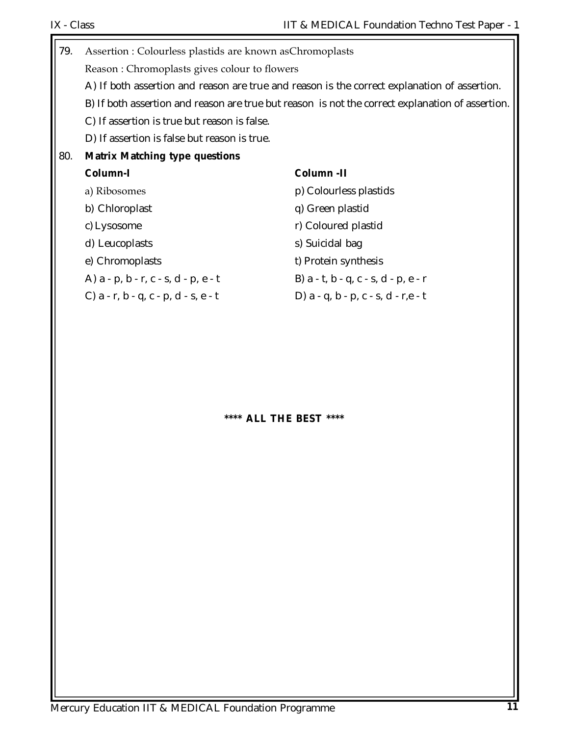79. Assertion : Colourless plastids are known asChromoplasts

Reason : Chromoplasts gives colour to flowers

A) If both assertion and reason are true and reason is the correct explanation of assertion.

B) If both assertion and reason are true but reason is not the correct explanation of assertion.

C) If assertion is true but reason is false.

D) If assertion is false but reason is true.

80. **Matrix Matching type questions**

| **Column-I** | **Column -II** |
|---|---|
| a) Ribosomes | p) Colourless plastids |
| b) Chloroplast | q) Green plastid |
| c) Lysosome | r) Coloured plastid |
| d) Leucoplasts | s) Suicidal bag |
| e) Chromoplasts | t) Protein synthesis |

A) a - p, b - r, c - s, d - p, e - t

B) a - t, b - q, c - s, d - p, e - r

C) a - r, b - q, c - p, d - s, e - t

D) a - q, b - p, c - s, d - r,e - t

**\*\*\*\* ALL THE BEST \*\*\*\***